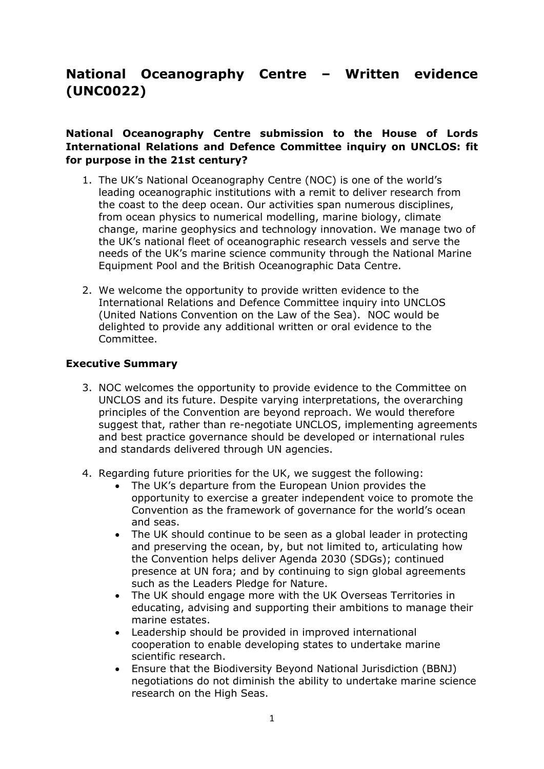# National Oceanography Centre – Written evidence (UNC0022)

**National Oceanography Centre submission to the House of Lords International Relations and Defence Committee inquiry on UNCLOS: fit for purpose in the 21st century?**

1. The UK's National Oceanography Centre (NOC) is one of the world's leading oceanographic institutions with a remit to deliver research from the coast to the deep ocean. Our activities span numerous disciplines, from ocean physics to numerical modelling, marine biology, climate change, marine geophysics and technology innovation. We manage two of the UK's national fleet of oceanographic research vessels and serve the needs of the UK's marine science community through the National Marine Equipment Pool and the British Oceanographic Data Centre.

2. We welcome the opportunity to provide written evidence to the International Relations and Defence Committee inquiry into UNCLOS (United Nations Convention on the Law of the Sea). NOC would be delighted to provide any additional written or oral evidence to the Committee.

## Executive Summary

3. NOC welcomes the opportunity to provide evidence to the Committee on UNCLOS and its future. Despite varying interpretations, the overarching principles of the Convention are beyond reproach. We would therefore suggest that, rather than re-negotiate UNCLOS, implementing agreements and best practice governance should be developed or international rules and standards delivered through UN agencies.

4. Regarding future priorities for the UK, we suggest the following:
   - The UK's departure from the European Union provides the opportunity to exercise a greater independent voice to promote the Convention as the framework of governance for the world's ocean and seas.
   - The UK should continue to be seen as a global leader in protecting and preserving the ocean, by, but not limited to, articulating how the Convention helps deliver Agenda 2030 (SDGs); continued presence at UN fora; and by continuing to sign global agreements such as the Leaders Pledge for Nature.
   - The UK should engage more with the UK Overseas Territories in educating, advising and supporting their ambitions to manage their marine estates.
   - Leadership should be provided in improved international cooperation to enable developing states to undertake marine scientific research.
   - Ensure that the Biodiversity Beyond National Jurisdiction (BBNJ) negotiations do not diminish the ability to undertake marine science research on the High Seas.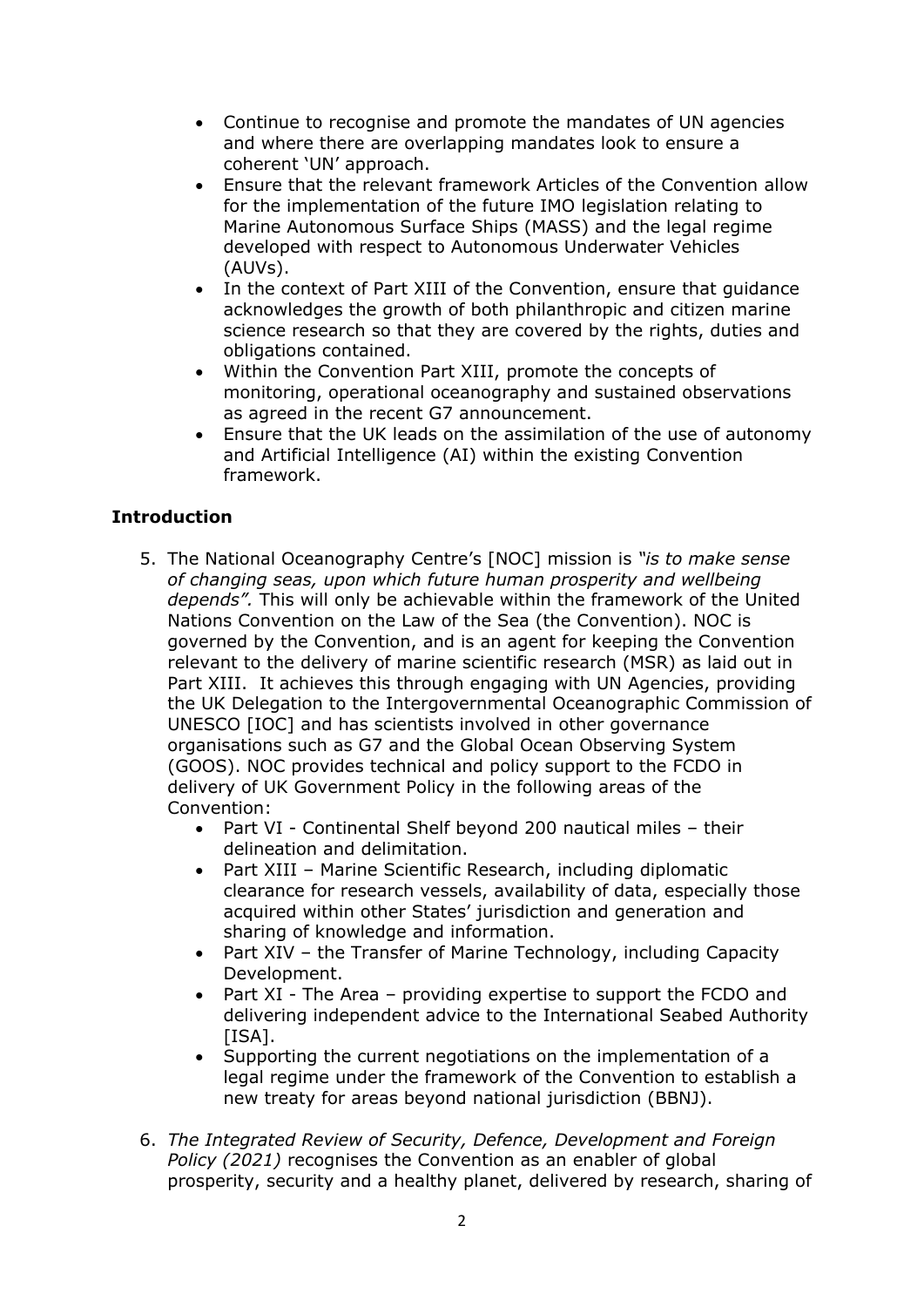- Continue to recognise and promote the mandates of UN agencies and where there are overlapping mandates look to ensure a coherent 'UN' approach.
- Ensure that the relevant framework Articles of the Convention allow for the implementation of the future IMO legislation relating to Marine Autonomous Surface Ships (MASS) and the legal regime developed with respect to Autonomous Underwater Vehicles (AUVs).
- In the context of Part XIII of the Convention, ensure that guidance acknowledges the growth of both philanthropic and citizen marine science research so that they are covered by the rights, duties and obligations contained.
- Within the Convention Part XIII, promote the concepts of monitoring, operational oceanography and sustained observations as agreed in the recent G7 announcement.
- Ensure that the UK leads on the assimilation of the use of autonomy and Artificial Intelligence (AI) within the existing Convention framework.

## Introduction

5. The National Oceanography Centre's [NOC] mission is *"is to make sense of changing seas, upon which future human prosperity and wellbeing depends".* This will only be achievable within the framework of the United Nations Convention on the Law of the Sea (the Convention). NOC is governed by the Convention, and is an agent for keeping the Convention relevant to the delivery of marine scientific research (MSR) as laid out in Part XIII. It achieves this through engaging with UN Agencies, providing the UK Delegation to the Intergovernmental Oceanographic Commission of UNESCO [IOC] and has scientists involved in other governance organisations such as G7 and the Global Ocean Observing System (GOOS). NOC provides technical and policy support to the FCDO in delivery of UK Government Policy in the following areas of the Convention:
   - Part VI - Continental Shelf beyond 200 nautical miles – their delineation and delimitation.
   - Part XIII – Marine Scientific Research, including diplomatic clearance for research vessels, availability of data, especially those acquired within other States' jurisdiction and generation and sharing of knowledge and information.
   - Part XIV – the Transfer of Marine Technology, including Capacity Development.
   - Part XI - The Area – providing expertise to support the FCDO and delivering independent advice to the International Seabed Authority [ISA].
   - Supporting the current negotiations on the implementation of a legal regime under the framework of the Convention to establish a new treaty for areas beyond national jurisdiction (BBNJ).

6. *The Integrated Review of Security, Defence, Development and Foreign Policy (2021)* recognises the Convention as an enabler of global prosperity, security and a healthy planet, delivered by research, sharing of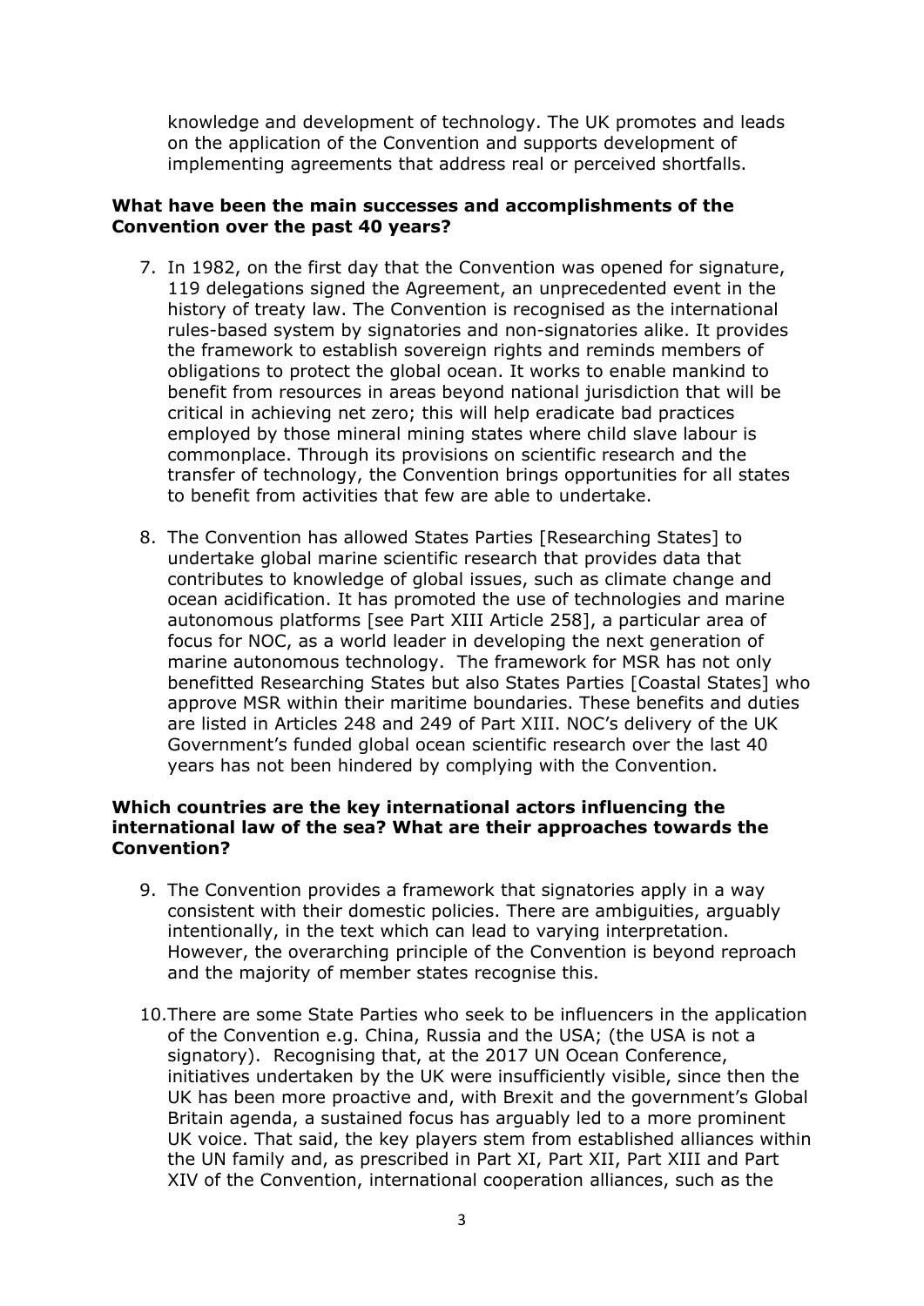knowledge and development of technology. The UK promotes and leads on the application of the Convention and supports development of implementing agreements that address real or perceived shortfalls.

**What have been the main successes and accomplishments of the Convention over the past 40 years?**

7. In 1982, on the first day that the Convention was opened for signature, 119 delegations signed the Agreement, an unprecedented event in the history of treaty law. The Convention is recognised as the international rules-based system by signatories and non-signatories alike. It provides the framework to establish sovereign rights and reminds members of obligations to protect the global ocean. It works to enable mankind to benefit from resources in areas beyond national jurisdiction that will be critical in achieving net zero; this will help eradicate bad practices employed by those mineral mining states where child slave labour is commonplace. Through its provisions on scientific research and the transfer of technology, the Convention brings opportunities for all states to benefit from activities that few are able to undertake.

8. The Convention has allowed States Parties [Researching States] to undertake global marine scientific research that provides data that contributes to knowledge of global issues, such as climate change and ocean acidification. It has promoted the use of technologies and marine autonomous platforms [see Part XIII Article 258], a particular area of focus for NOC, as a world leader in developing the next generation of marine autonomous technology. The framework for MSR has not only benefitted Researching States but also States Parties [Coastal States] who approve MSR within their maritime boundaries. These benefits and duties are listed in Articles 248 and 249 of Part XIII. NOC's delivery of the UK Government's funded global ocean scientific research over the last 40 years has not been hindered by complying with the Convention.

**Which countries are the key international actors influencing the international law of the sea? What are their approaches towards the Convention?**

9. The Convention provides a framework that signatories apply in a way consistent with their domestic policies. There are ambiguities, arguably intentionally, in the text which can lead to varying interpretation. However, the overarching principle of the Convention is beyond reproach and the majority of member states recognise this.

10. There are some State Parties who seek to be influencers in the application of the Convention e.g. China, Russia and the USA; (the USA is not a signatory). Recognising that, at the 2017 UN Ocean Conference, initiatives undertaken by the UK were insufficiently visible, since then the UK has been more proactive and, with Brexit and the government's Global Britain agenda, a sustained focus has arguably led to a more prominent UK voice. That said, the key players stem from established alliances within the UN family and, as prescribed in Part XI, Part XII, Part XIII and Part XIV of the Convention, international cooperation alliances, such as the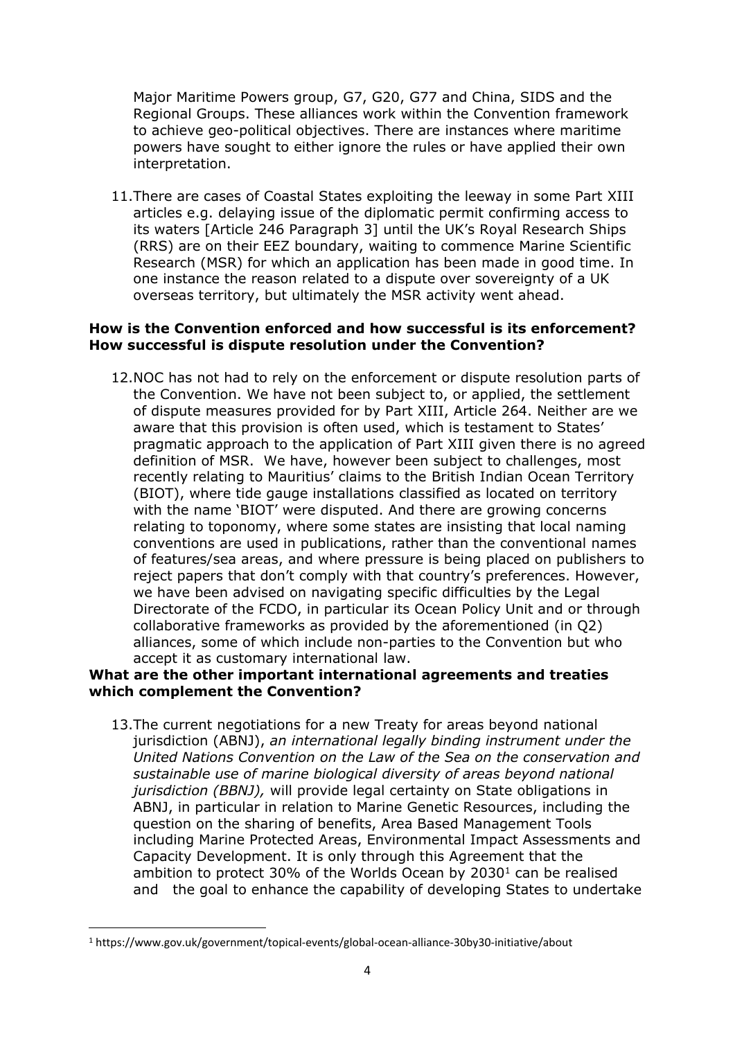Major Maritime Powers group, G7, G20, G77 and China, SIDS and the Regional Groups. These alliances work within the Convention framework to achieve geo-political objectives. There are instances where maritime powers have sought to either ignore the rules or have applied their own interpretation.

11. There are cases of Coastal States exploiting the leeway in some Part XIII articles e.g. delaying issue of the diplomatic permit confirming access to its waters [Article 246 Paragraph 3] until the UK's Royal Research Ships (RRS) are on their EEZ boundary, waiting to commence Marine Scientific Research (MSR) for which an application has been made in good time. In one instance the reason related to a dispute over sovereignty of a UK overseas territory, but ultimately the MSR activity went ahead.

**How is the Convention enforced and how successful is its enforcement? How successful is dispute resolution under the Convention?**

12. NOC has not had to rely on the enforcement or dispute resolution parts of the Convention. We have not been subject to, or applied, the settlement of dispute measures provided for by Part XIII, Article 264. Neither are we aware that this provision is often used, which is testament to States' pragmatic approach to the application of Part XIII given there is no agreed definition of MSR. We have, however been subject to challenges, most recently relating to Mauritius' claims to the British Indian Ocean Territory (BIOT), where tide gauge installations classified as located on territory with the name 'BIOT' were disputed. And there are growing concerns relating to toponomy, where some states are insisting that local naming conventions are used in publications, rather than the conventional names of features/sea areas, and where pressure is being placed on publishers to reject papers that don't comply with that country's preferences. However, we have been advised on navigating specific difficulties by the Legal Directorate of the FCDO, in particular its Ocean Policy Unit and or through collaborative frameworks as provided by the aforementioned (in Q2) alliances, some of which include non-parties to the Convention but who accept it as customary international law.

**What are the other important international agreements and treaties which complement the Convention?**

13. The current negotiations for a new Treaty for areas beyond national jurisdiction (ABNJ), *an international legally binding instrument under the United Nations Convention on the Law of the Sea on the conservation and sustainable use of marine biological diversity of areas beyond national jurisdiction (BBNJ),* will provide legal certainty on State obligations in ABNJ, in particular in relation to Marine Genetic Resources, including the question on the sharing of benefits, Area Based Management Tools including Marine Protected Areas, Environmental Impact Assessments and Capacity Development. It is only through this Agreement that the ambition to protect 30% of the Worlds Ocean by 2030[1] can be realised and the goal to enhance the capability of developing States to undertake

[1] https://www.gov.uk/government/topical-events/global-ocean-alliance-30by30-initiative/about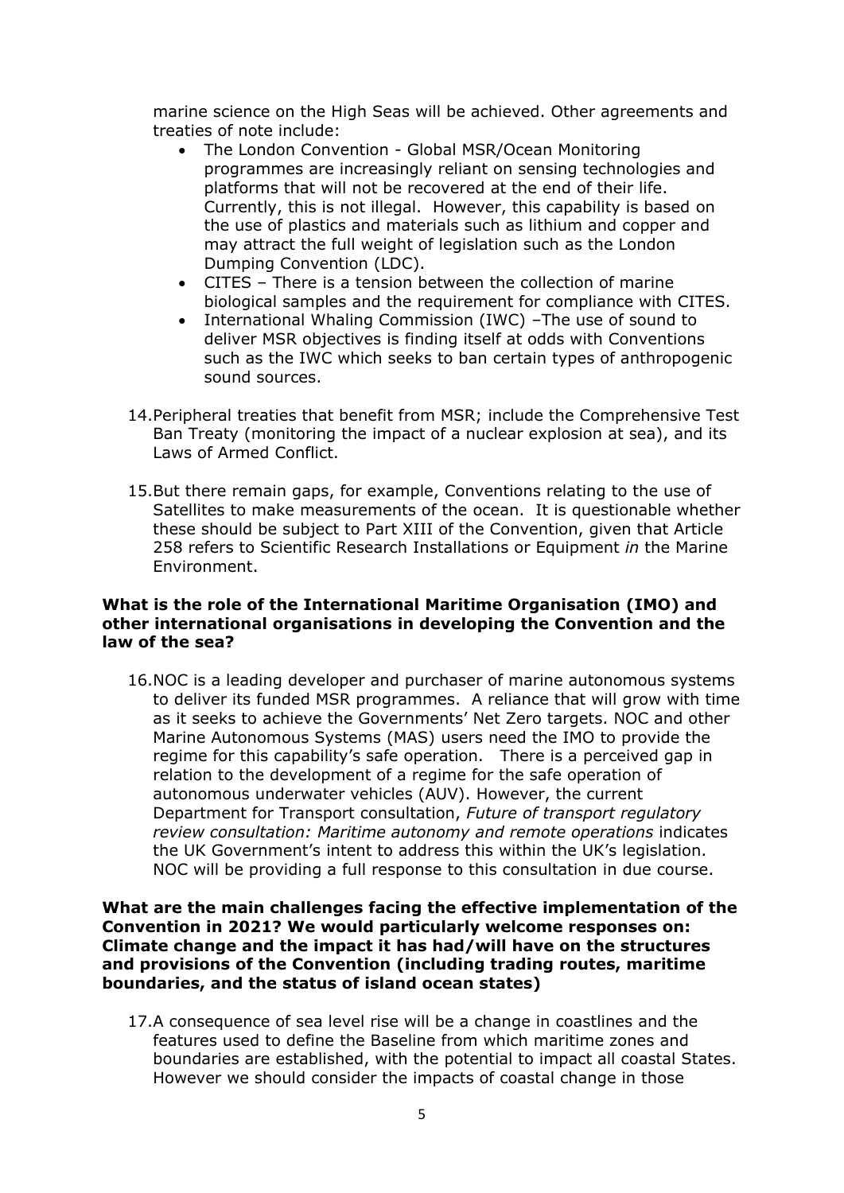marine science on the High Seas will be achieved. Other agreements and treaties of note include:

- The London Convention - Global MSR/Ocean Monitoring programmes are increasingly reliant on sensing technologies and platforms that will not be recovered at the end of their life. Currently, this is not illegal. However, this capability is based on the use of plastics and materials such as lithium and copper and may attract the full weight of legislation such as the London Dumping Convention (LDC).
- CITES – There is a tension between the collection of marine biological samples and the requirement for compliance with CITES.
- International Whaling Commission (IWC) –The use of sound to deliver MSR objectives is finding itself at odds with Conventions such as the IWC which seeks to ban certain types of anthropogenic sound sources.

14. Peripheral treaties that benefit from MSR; include the Comprehensive Test Ban Treaty (monitoring the impact of a nuclear explosion at sea), and its Laws of Armed Conflict.

15. But there remain gaps, for example, Conventions relating to the use of Satellites to make measurements of the ocean. It is questionable whether these should be subject to Part XIII of the Convention, given that Article 258 refers to Scientific Research Installations or Equipment *in* the Marine Environment.

**What is the role of the International Maritime Organisation (IMO) and other international organisations in developing the Convention and the law of the sea?**

16. NOC is a leading developer and purchaser of marine autonomous systems to deliver its funded MSR programmes. A reliance that will grow with time as it seeks to achieve the Governments' Net Zero targets. NOC and other Marine Autonomous Systems (MAS) users need the IMO to provide the regime for this capability's safe operation. There is a perceived gap in relation to the development of a regime for the safe operation of autonomous underwater vehicles (AUV). However, the current Department for Transport consultation, *Future of transport regulatory review consultation: Maritime autonomy and remote operations* indicates the UK Government's intent to address this within the UK's legislation. NOC will be providing a full response to this consultation in due course.

**What are the main challenges facing the effective implementation of the Convention in 2021? We would particularly welcome responses on: Climate change and the impact it has had/will have on the structures and provisions of the Convention (including trading routes, maritime boundaries, and the status of island ocean states)**

17. A consequence of sea level rise will be a change in coastlines and the features used to define the Baseline from which maritime zones and boundaries are established, with the potential to impact all coastal States. However we should consider the impacts of coastal change in those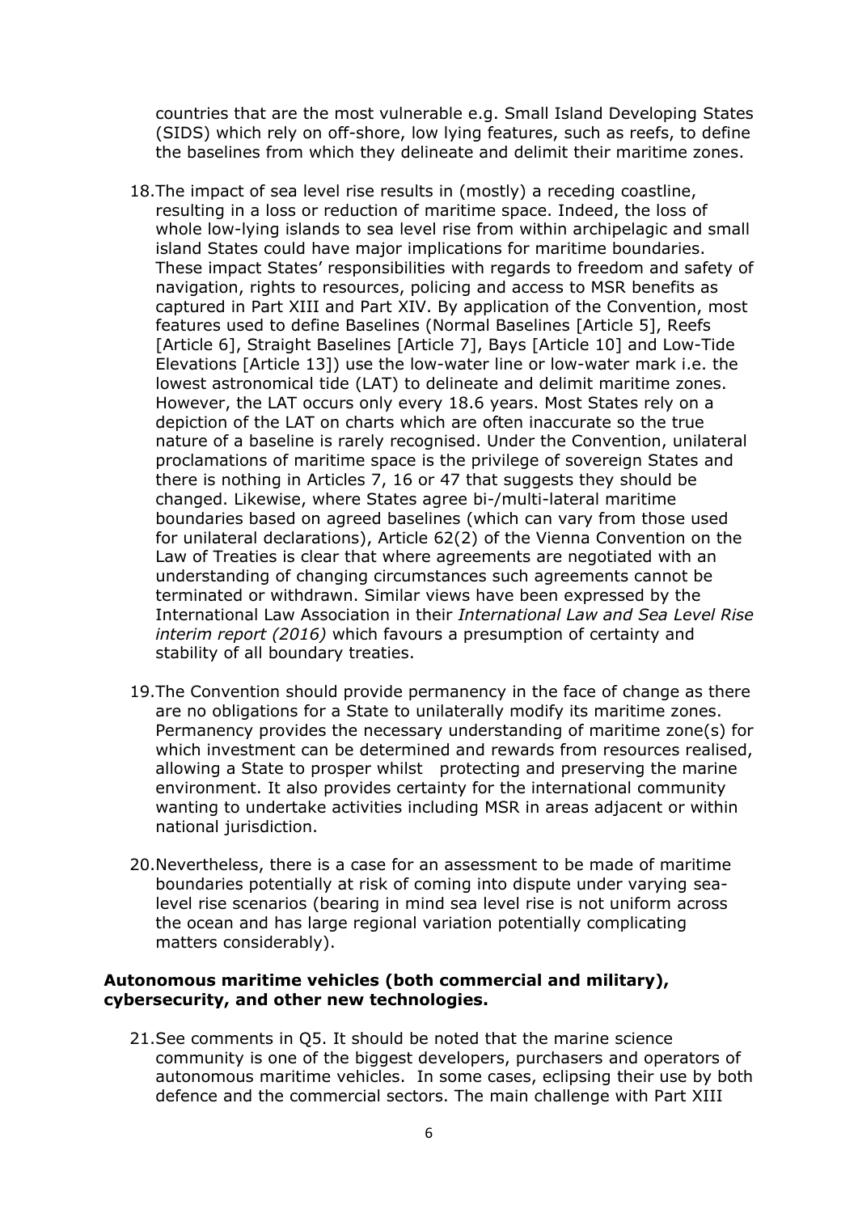countries that are the most vulnerable e.g. Small Island Developing States (SIDS) which rely on off-shore, low lying features, such as reefs, to define the baselines from which they delineate and delimit their maritime zones.

18. The impact of sea level rise results in (mostly) a receding coastline, resulting in a loss or reduction of maritime space. Indeed, the loss of whole low-lying islands to sea level rise from within archipelagic and small island States could have major implications for maritime boundaries. These impact States' responsibilities with regards to freedom and safety of navigation, rights to resources, policing and access to MSR benefits as captured in Part XIII and Part XIV. By application of the Convention, most features used to define Baselines (Normal Baselines [Article 5], Reefs [Article 6], Straight Baselines [Article 7], Bays [Article 10] and Low-Tide Elevations [Article 13]) use the low-water line or low-water mark i.e. the lowest astronomical tide (LAT) to delineate and delimit maritime zones. However, the LAT occurs only every 18.6 years. Most States rely on a depiction of the LAT on charts which are often inaccurate so the true nature of a baseline is rarely recognised. Under the Convention, unilateral proclamations of maritime space is the privilege of sovereign States and there is nothing in Articles 7, 16 or 47 that suggests they should be changed. Likewise, where States agree bi-/multi-lateral maritime boundaries based on agreed baselines (which can vary from those used for unilateral declarations), Article 62(2) of the Vienna Convention on the Law of Treaties is clear that where agreements are negotiated with an understanding of changing circumstances such agreements cannot be terminated or withdrawn. Similar views have been expressed by the International Law Association in their *International Law and Sea Level Rise interim report (2016)* which favours a presumption of certainty and stability of all boundary treaties.

19. The Convention should provide permanency in the face of change as there are no obligations for a State to unilaterally modify its maritime zones. Permanency provides the necessary understanding of maritime zone(s) for which investment can be determined and rewards from resources realised, allowing a State to prosper whilst protecting and preserving the marine environment. It also provides certainty for the international community wanting to undertake activities including MSR in areas adjacent or within national jurisdiction.

20. Nevertheless, there is a case for an assessment to be made of maritime boundaries potentially at risk of coming into dispute under varying sea-level rise scenarios (bearing in mind sea level rise is not uniform across the ocean and has large regional variation potentially complicating matters considerably).

**Autonomous maritime vehicles (both commercial and military), cybersecurity, and other new technologies.**

21. See comments in Q5. It should be noted that the marine science community is one of the biggest developers, purchasers and operators of autonomous maritime vehicles. In some cases, eclipsing their use by both defence and the commercial sectors. The main challenge with Part XIII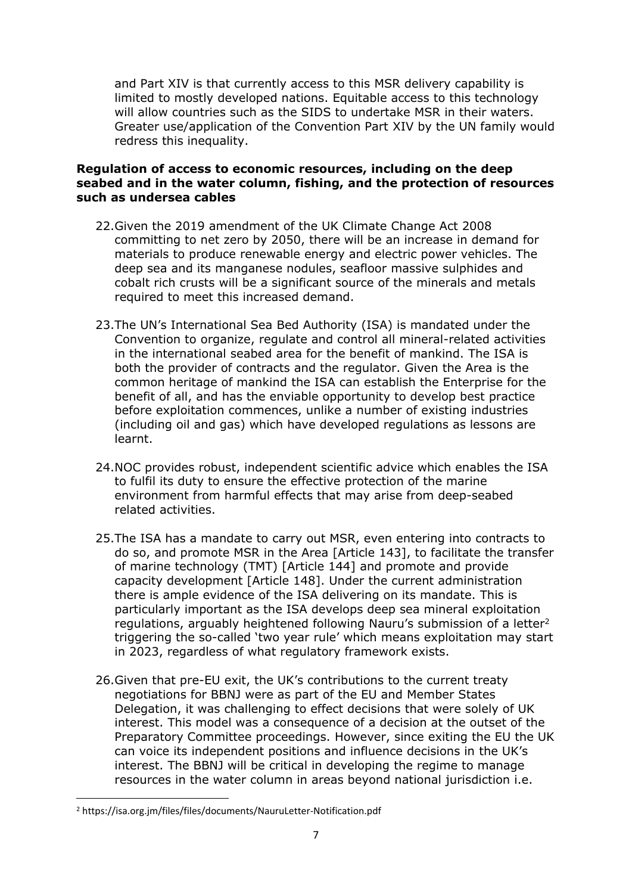and Part XIV is that currently access to this MSR delivery capability is limited to mostly developed nations. Equitable access to this technology will allow countries such as the SIDS to undertake MSR in their waters. Greater use/application of the Convention Part XIV by the UN family would redress this inequality.

**Regulation of access to economic resources, including on the deep seabed and in the water column, fishing, and the protection of resources such as undersea cables**

22. Given the 2019 amendment of the UK Climate Change Act 2008 committing to net zero by 2050, there will be an increase in demand for materials to produce renewable energy and electric power vehicles. The deep sea and its manganese nodules, seafloor massive sulphides and cobalt rich crusts will be a significant source of the minerals and metals required to meet this increased demand.

23. The UN's International Sea Bed Authority (ISA) is mandated under the Convention to organize, regulate and control all mineral-related activities in the international seabed area for the benefit of mankind. The ISA is both the provider of contracts and the regulator. Given the Area is the common heritage of mankind the ISA can establish the Enterprise for the benefit of all, and has the enviable opportunity to develop best practice before exploitation commences, unlike a number of existing industries (including oil and gas) which have developed regulations as lessons are learnt.

24. NOC provides robust, independent scientific advice which enables the ISA to fulfil its duty to ensure the effective protection of the marine environment from harmful effects that may arise from deep-seabed related activities.

25. The ISA has a mandate to carry out MSR, even entering into contracts to do so, and promote MSR in the Area [Article 143], to facilitate the transfer of marine technology (TMT) [Article 144] and promote and provide capacity development [Article 148]. Under the current administration there is ample evidence of the ISA delivering on its mandate. This is particularly important as the ISA develops deep sea mineral exploitation regulations, arguably heightened following Nauru's submission of a letter[2] triggering the so-called 'two year rule' which means exploitation may start in 2023, regardless of what regulatory framework exists.

26. Given that pre-EU exit, the UK's contributions to the current treaty negotiations for BBNJ were as part of the EU and Member States Delegation, it was challenging to effect decisions that were solely of UK interest. This model was a consequence of a decision at the outset of the Preparatory Committee proceedings. However, since exiting the EU the UK can voice its independent positions and influence decisions in the UK's interest. The BBNJ will be critical in developing the regime to manage resources in the water column in areas beyond national jurisdiction i.e.

[2] https://isa.org.jm/files/files/documents/NauruLetter-Notification.pdf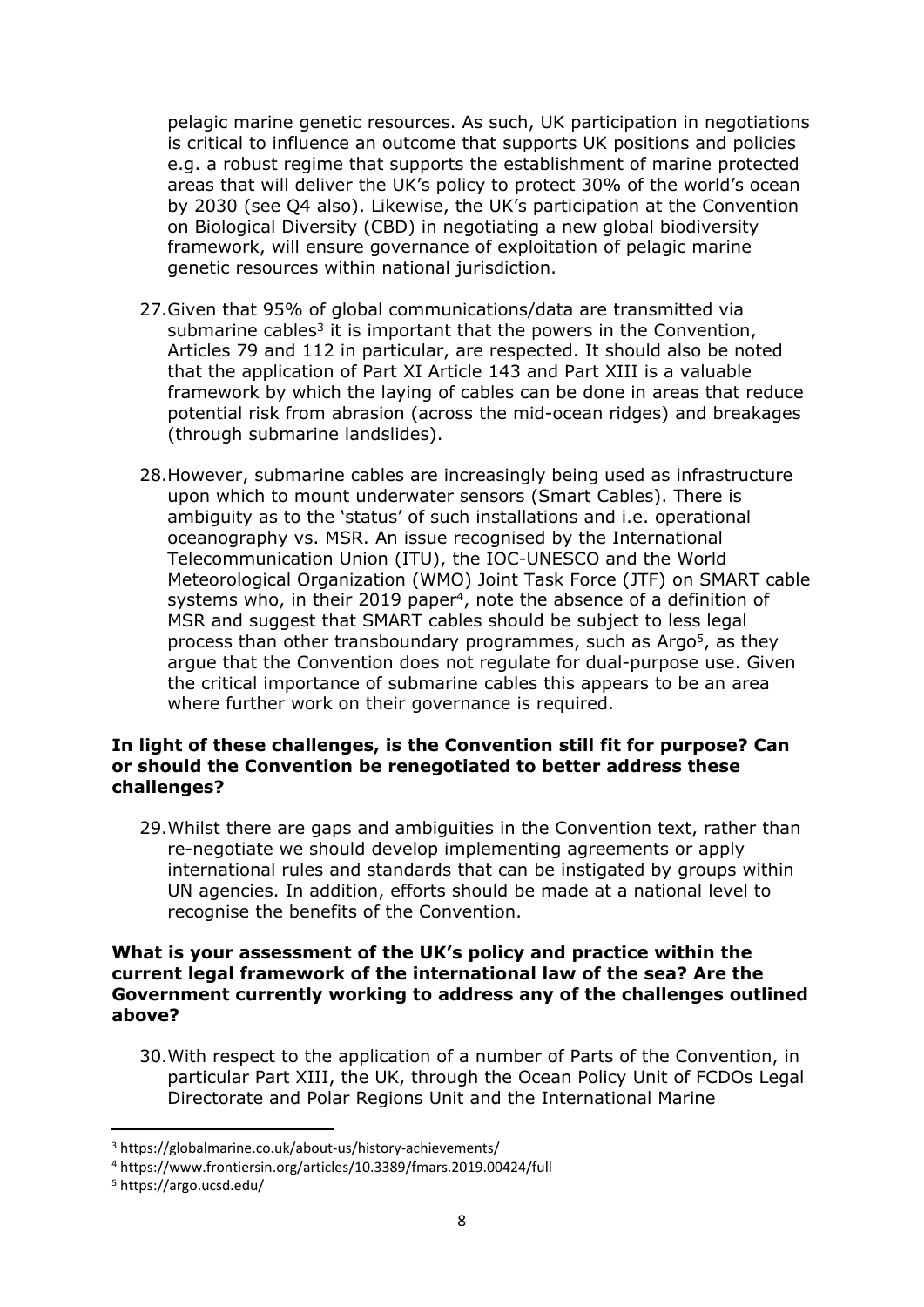pelagic marine genetic resources. As such, UK participation in negotiations is critical to influence an outcome that supports UK positions and policies e.g. a robust regime that supports the establishment of marine protected areas that will deliver the UK's policy to protect 30% of the world's ocean by 2030 (see Q4 also). Likewise, the UK's participation at the Convention on Biological Diversity (CBD) in negotiating a new global biodiversity framework, will ensure governance of exploitation of pelagic marine genetic resources within national jurisdiction.

27. Given that 95% of global communications/data are transmitted via submarine cables[3] it is important that the powers in the Convention, Articles 79 and 112 in particular, are respected. It should also be noted that the application of Part XI Article 143 and Part XIII is a valuable framework by which the laying of cables can be done in areas that reduce potential risk from abrasion (across the mid-ocean ridges) and breakages (through submarine landslides).

28. However, submarine cables are increasingly being used as infrastructure upon which to mount underwater sensors (Smart Cables). There is ambiguity as to the 'status' of such installations and i.e. operational oceanography vs. MSR. An issue recognised by the International Telecommunication Union (ITU), the IOC-UNESCO and the World Meteorological Organization (WMO) Joint Task Force (JTF) on SMART cable systems who, in their 2019 paper[4], note the absence of a definition of MSR and suggest that SMART cables should be subject to less legal process than other transboundary programmes, such as Argo[5], as they argue that the Convention does not regulate for dual-purpose use. Given the critical importance of submarine cables this appears to be an area where further work on their governance is required.

**In light of these challenges, is the Convention still fit for purpose? Can or should the Convention be renegotiated to better address these challenges?**

29. Whilst there are gaps and ambiguities in the Convention text, rather than re-negotiate we should develop implementing agreements or apply international rules and standards that can be instigated by groups within UN agencies. In addition, efforts should be made at a national level to recognise the benefits of the Convention.

**What is your assessment of the UK's policy and practice within the current legal framework of the international law of the sea? Are the Government currently working to address any of the challenges outlined above?**

30. With respect to the application of a number of Parts of the Convention, in particular Part XIII, the UK, through the Ocean Policy Unit of FCDOs Legal Directorate and Polar Regions Unit and the International Marine

---

[3] https://globalmarine.co.uk/about-us/history-achievements/

[4] https://www.frontiersin.org/articles/10.3389/fmars.2019.00424/full

[5] https://argo.ucsd.edu/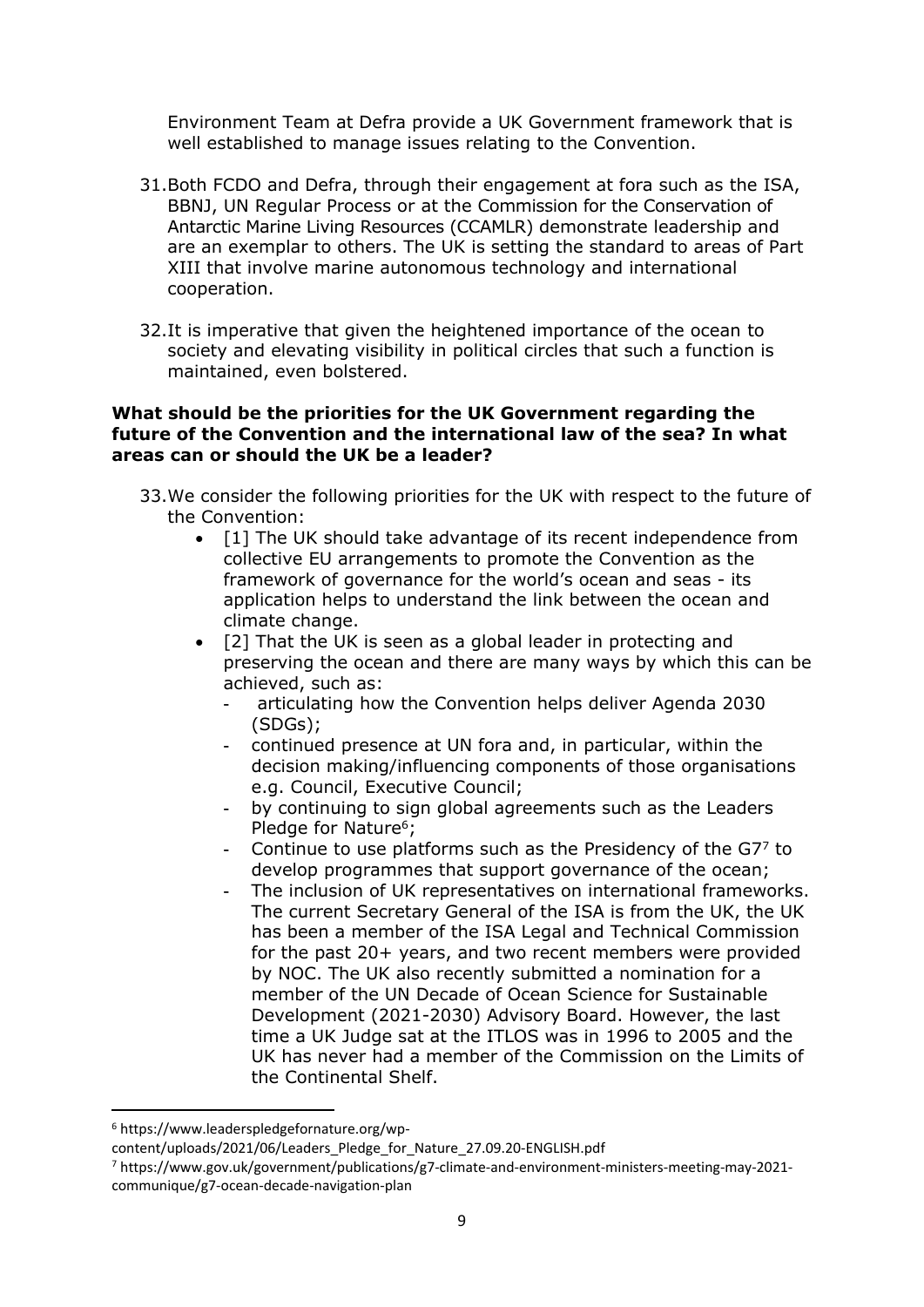Environment Team at Defra provide a UK Government framework that is well established to manage issues relating to the Convention.

31. Both FCDO and Defra, through their engagement at fora such as the ISA, BBNJ, UN Regular Process or at the Commission for the Conservation of Antarctic Marine Living Resources (CCAMLR) demonstrate leadership and are an exemplar to others. The UK is setting the standard to areas of Part XIII that involve marine autonomous technology and international cooperation.

32. It is imperative that given the heightened importance of the ocean to society and elevating visibility in political circles that such a function is maintained, even bolstered.

**What should be the priorities for the UK Government regarding the future of the Convention and the international law of the sea? In what areas can or should the UK be a leader?**

33. We consider the following priorities for the UK with respect to the future of the Convention:
    - [1] The UK should take advantage of its recent independence from collective EU arrangements to promote the Convention as the framework of governance for the world's ocean and seas - its application helps to understand the link between the ocean and climate change.
    - [2] That the UK is seen as a global leader in protecting and preserving the ocean and there are many ways by which this can be achieved, such as:
        - articulating how the Convention helps deliver Agenda 2030 (SDGs);
        - continued presence at UN fora and, in particular, within the decision making/influencing components of those organisations e.g. Council, Executive Council;
        - by continuing to sign global agreements such as the Leaders Pledge for Nature[6];
        - Continue to use platforms such as the Presidency of the G7[7] to develop programmes that support governance of the ocean;
        - The inclusion of UK representatives on international frameworks. The current Secretary General of the ISA is from the UK, the UK has been a member of the ISA Legal and Technical Commission for the past 20+ years, and two recent members were provided by NOC. The UK also recently submitted a nomination for a member of the UN Decade of Ocean Science for Sustainable Development (2021-2030) Advisory Board. However, the last time a UK Judge sat at the ITLOS was in 1996 to 2005 and the UK has never had a member of the Commission on the Limits of the Continental Shelf.

---

[6] https://www.leaderspledgefornature.org/wp-content/uploads/2021/06/Leaders_Pledge_for_Nature_27.09.20-ENGLISH.pdf

[7] https://www.gov.uk/government/publications/g7-climate-and-environment-ministers-meeting-may-2021-communique/g7-ocean-decade-navigation-plan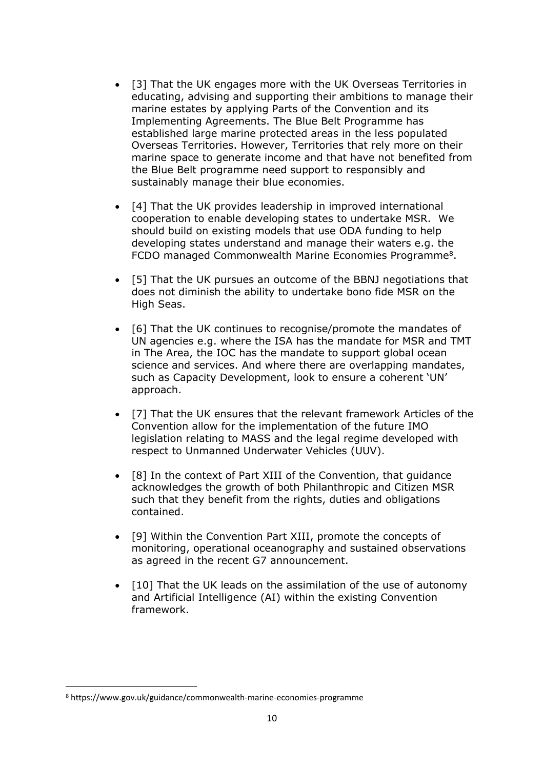- [3] That the UK engages more with the UK Overseas Territories in educating, advising and supporting their ambitions to manage their marine estates by applying Parts of the Convention and its Implementing Agreements. The Blue Belt Programme has established large marine protected areas in the less populated Overseas Territories. However, Territories that rely more on their marine space to generate income and that have not benefited from the Blue Belt programme need support to responsibly and sustainably manage their blue economies.

- [4] That the UK provides leadership in improved international cooperation to enable developing states to undertake MSR. We should build on existing models that use ODA funding to help developing states understand and manage their waters e.g. the FCDO managed Commonwealth Marine Economies Programme[8].

- [5] That the UK pursues an outcome of the BBNJ negotiations that does not diminish the ability to undertake bono fide MSR on the High Seas.

- [6] That the UK continues to recognise/promote the mandates of UN agencies e.g. where the ISA has the mandate for MSR and TMT in The Area, the IOC has the mandate to support global ocean science and services. And where there are overlapping mandates, such as Capacity Development, look to ensure a coherent 'UN' approach.

- [7] That the UK ensures that the relevant framework Articles of the Convention allow for the implementation of the future IMO legislation relating to MASS and the legal regime developed with respect to Unmanned Underwater Vehicles (UUV).

- [8] In the context of Part XIII of the Convention, that guidance acknowledges the growth of both Philanthropic and Citizen MSR such that they benefit from the rights, duties and obligations contained.

- [9] Within the Convention Part XIII, promote the concepts of monitoring, operational oceanography and sustained observations as agreed in the recent G7 announcement.

- [10] That the UK leads on the assimilation of the use of autonomy and Artificial Intelligence (AI) within the existing Convention framework.

[8] https://www.gov.uk/guidance/commonwealth-marine-economies-programme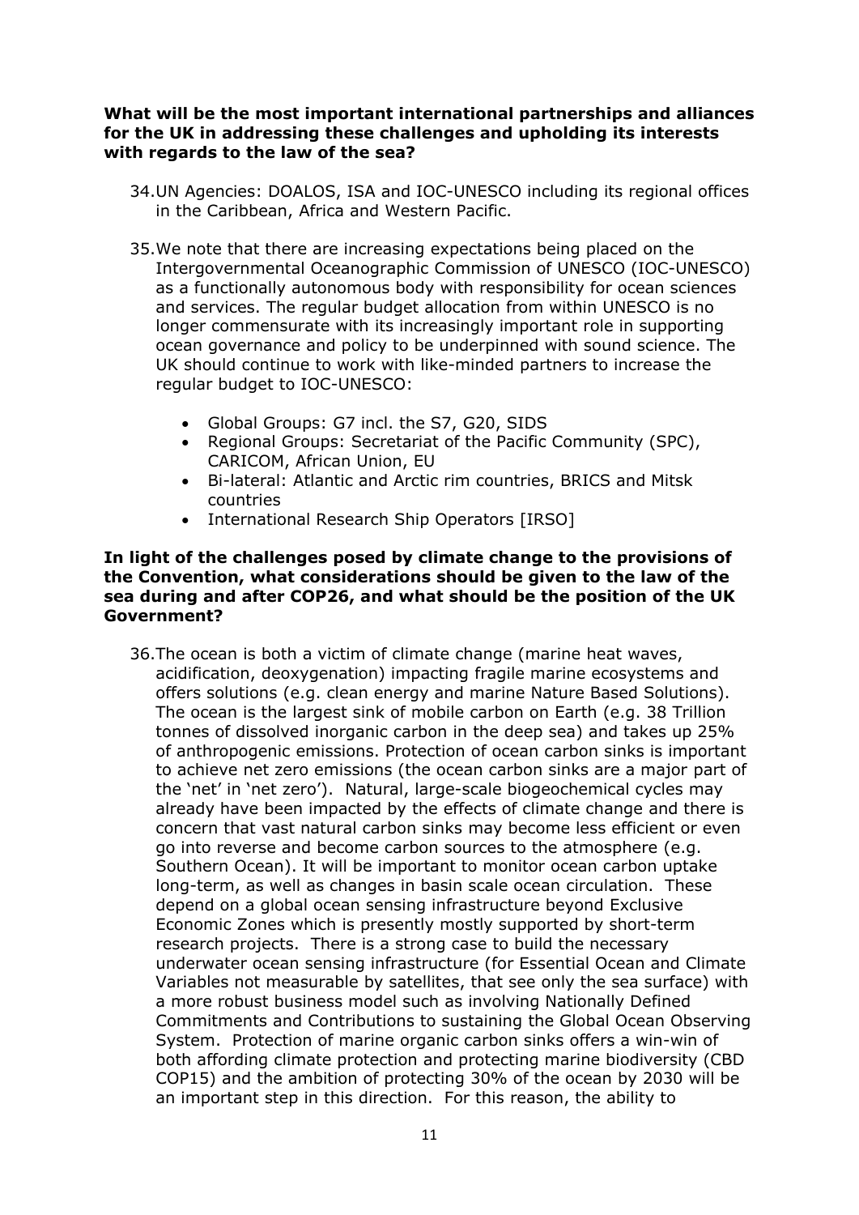**What will be the most important international partnerships and alliances for the UK in addressing these challenges and upholding its interests with regards to the law of the sea?**

34. UN Agencies: DOALOS, ISA and IOC-UNESCO including its regional offices in the Caribbean, Africa and Western Pacific.

35. We note that there are increasing expectations being placed on the Intergovernmental Oceanographic Commission of UNESCO (IOC-UNESCO) as a functionally autonomous body with responsibility for ocean sciences and services. The regular budget allocation from within UNESCO is no longer commensurate with its increasingly important role in supporting ocean governance and policy to be underpinned with sound science. The UK should continue to work with like-minded partners to increase the regular budget to IOC-UNESCO:

    - Global Groups: G7 incl. the S7, G20, SIDS
    - Regional Groups: Secretariat of the Pacific Community (SPC), CARICOM, African Union, EU
    - Bi-lateral: Atlantic and Arctic rim countries, BRICS and Mitsk countries
    - International Research Ship Operators [IRSO]

**In light of the challenges posed by climate change to the provisions of the Convention, what considerations should be given to the law of the sea during and after COP26, and what should be the position of the UK Government?**

36. The ocean is both a victim of climate change (marine heat waves, acidification, deoxygenation) impacting fragile marine ecosystems and offers solutions (e.g. clean energy and marine Nature Based Solutions). The ocean is the largest sink of mobile carbon on Earth (e.g. 38 Trillion tonnes of dissolved inorganic carbon in the deep sea) and takes up 25% of anthropogenic emissions. Protection of ocean carbon sinks is important to achieve net zero emissions (the ocean carbon sinks are a major part of the 'net' in 'net zero'). Natural, large-scale biogeochemical cycles may already have been impacted by the effects of climate change and there is concern that vast natural carbon sinks may become less efficient or even go into reverse and become carbon sources to the atmosphere (e.g. Southern Ocean). It will be important to monitor ocean carbon uptake long-term, as well as changes in basin scale ocean circulation. These depend on a global ocean sensing infrastructure beyond Exclusive Economic Zones which is presently mostly supported by short-term research projects. There is a strong case to build the necessary underwater ocean sensing infrastructure (for Essential Ocean and Climate Variables not measurable by satellites, that see only the sea surface) with a more robust business model such as involving Nationally Defined Commitments and Contributions to sustaining the Global Ocean Observing System. Protection of marine organic carbon sinks offers a win-win of both affording climate protection and protecting marine biodiversity (CBD COP15) and the ambition of protecting 30% of the ocean by 2030 will be an important step in this direction. For this reason, the ability to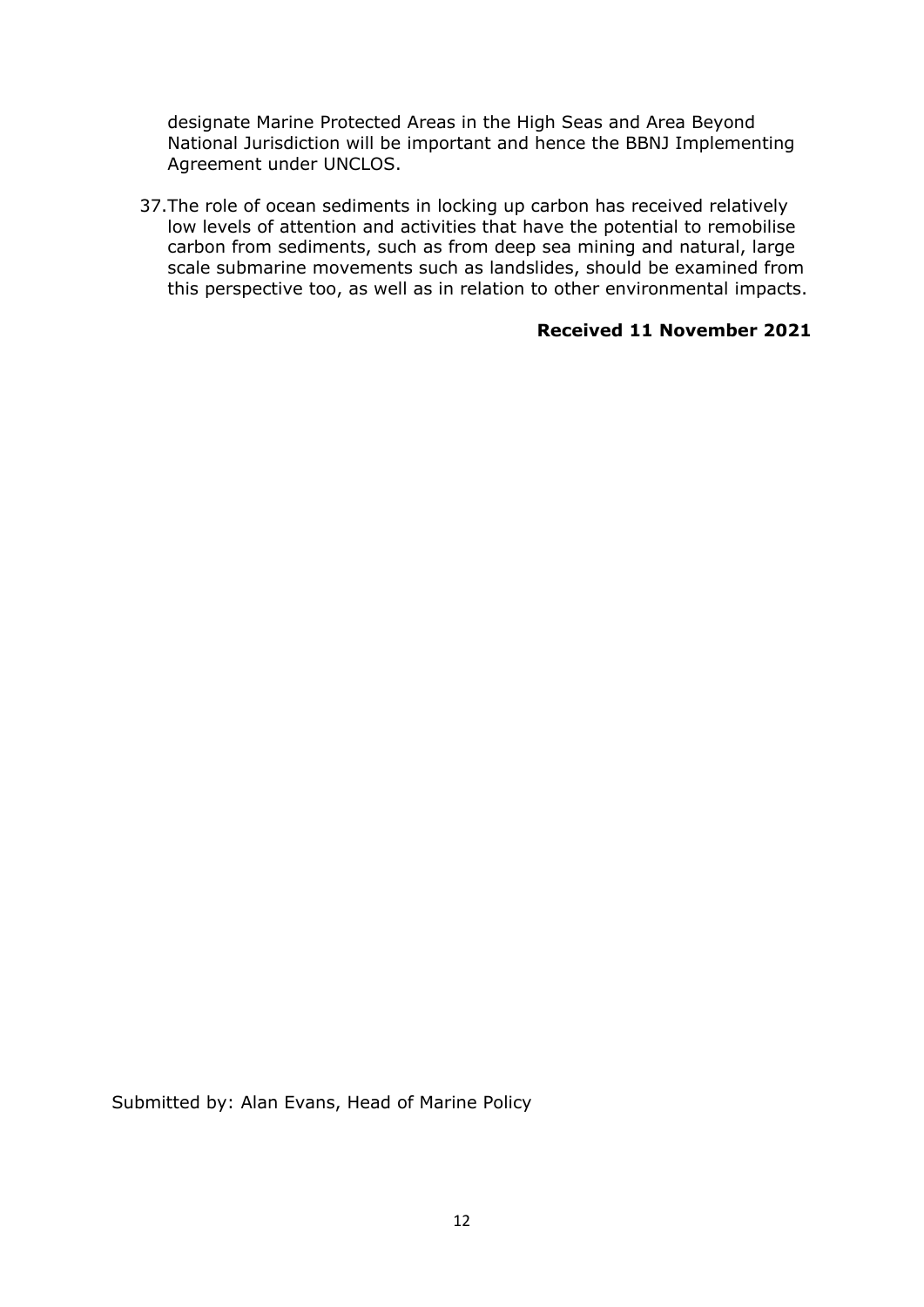designate Marine Protected Areas in the High Seas and Area Beyond National Jurisdiction will be important and hence the BBNJ Implementing Agreement under UNCLOS.

37. The role of ocean sediments in locking up carbon has received relatively low levels of attention and activities that have the potential to remobilise carbon from sediments, such as from deep sea mining and natural, large scale submarine movements such as landslides, should be examined from this perspective too, as well as in relation to other environmental impacts.

**Received 11 November 2021**

Submitted by: Alan Evans, Head of Marine Policy